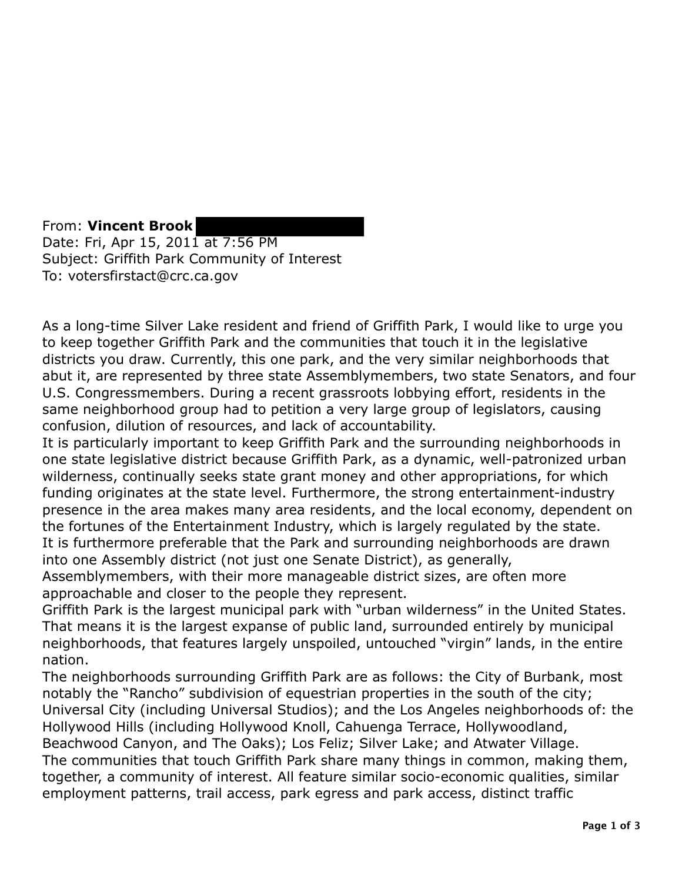From: **Vincent Brook**
Date: Fri, Apr 15, 2011 at 7:56 PM
Subject: Griffith Park Community of Interest
To: votersfirstact@crc.ca.gov

As a long-time Silver Lake resident and friend of Griffith Park, I would like to urge you to keep together Griffith Park and the communities that touch it in the legislative districts you draw. Currently, this one park, and the very similar neighborhoods that abut it, are represented by three state Assemblymembers, two state Senators, and four U.S. Congressmembers. During a recent grassroots lobbying effort, residents in the same neighborhood group had to petition a very large group of legislators, causing confusion, dilution of resources, and lack of accountability.

It is particularly important to keep Griffith Park and the surrounding neighborhoods in one state legislative district because Griffith Park, as a dynamic, well-patronized urban wilderness, continually seeks state grant money and other appropriations, for which funding originates at the state level. Furthermore, the strong entertainment-industry presence in the area makes many area residents, and the local economy, dependent on the fortunes of the Entertainment Industry, which is largely regulated by the state.

It is furthermore preferable that the Park and surrounding neighborhoods are drawn into one Assembly district (not just one Senate District), as generally, Assemblymembers, with their more manageable district sizes, are often more approachable and closer to the people they represent.

Griffith Park is the largest municipal park with "urban wilderness" in the United States. That means it is the largest expanse of public land, surrounded entirely by municipal neighborhoods, that features largely unspoiled, untouched "virgin" lands, in the entire nation.

The neighborhoods surrounding Griffith Park are as follows: the City of Burbank, most notably the "Rancho" subdivision of equestrian properties in the south of the city; Universal City (including Universal Studios); and the Los Angeles neighborhoods of: the Hollywood Hills (including Hollywood Knoll, Cahuenga Terrace, Hollywoodland, Beachwood Canyon, and The Oaks); Los Feliz; Silver Lake; and Atwater Village.

The communities that touch Griffith Park share many things in common, making them, together, a community of interest. All feature similar socio-economic qualities, similar employment patterns, trail access, park egress and park access, distinct traffic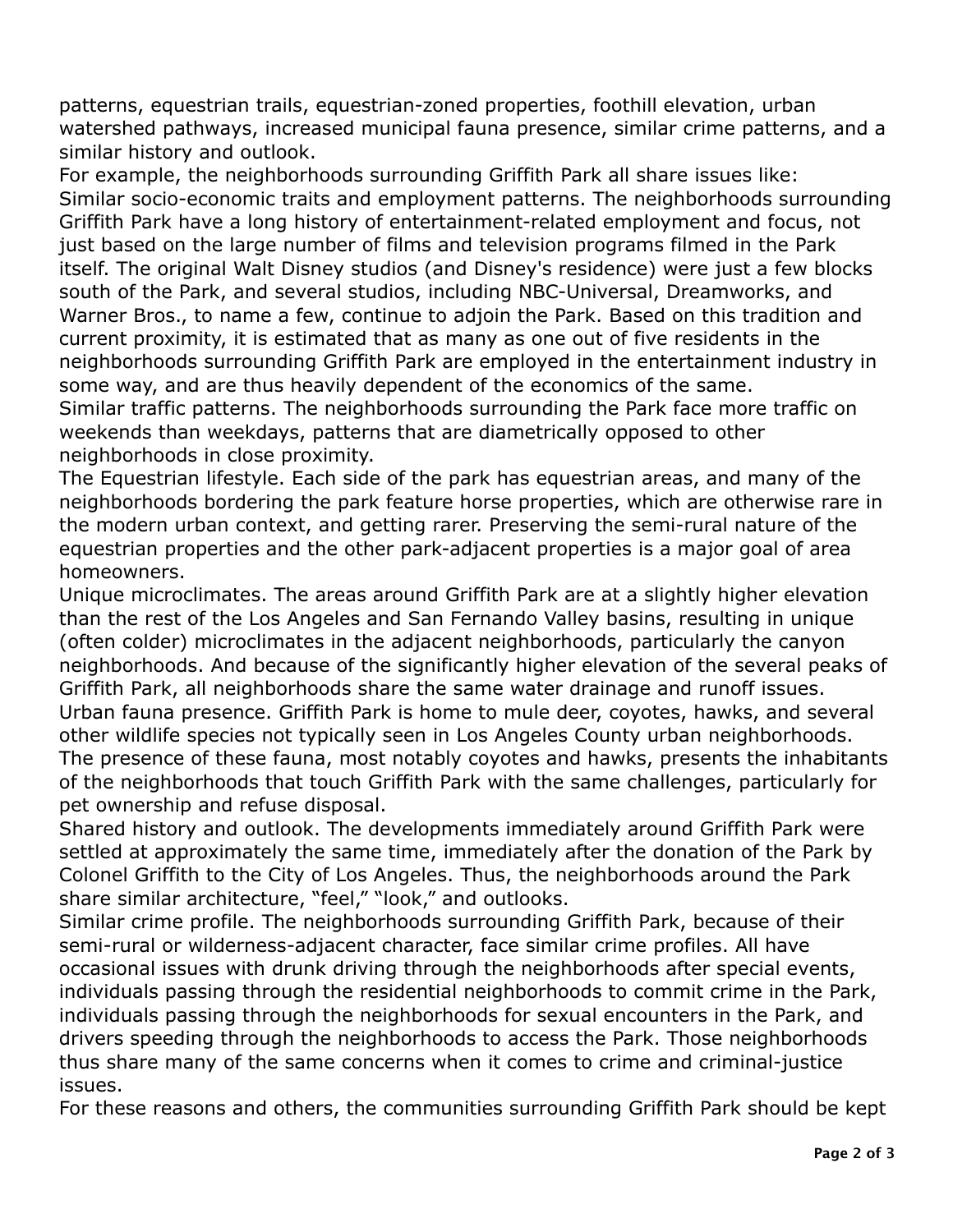patterns, equestrian trails, equestrian-zoned properties, foothill elevation, urban watershed pathways, increased municipal fauna presence, similar crime patterns, and a similar history and outlook.

For example, the neighborhoods surrounding Griffith Park all share issues like:

Similar socio-economic traits and employment patterns. The neighborhoods surrounding Griffith Park have a long history of entertainment-related employment and focus, not just based on the large number of films and television programs filmed in the Park itself. The original Walt Disney studios (and Disney's residence) were just a few blocks south of the Park, and several studios, including NBC-Universal, Dreamworks, and Warner Bros., to name a few, continue to adjoin the Park. Based on this tradition and current proximity, it is estimated that as many as one out of five residents in the neighborhoods surrounding Griffith Park are employed in the entertainment industry in some way, and are thus heavily dependent of the economics of the same.

Similar traffic patterns. The neighborhoods surrounding the Park face more traffic on weekends than weekdays, patterns that are diametrically opposed to other neighborhoods in close proximity.

The Equestrian lifestyle. Each side of the park has equestrian areas, and many of the neighborhoods bordering the park feature horse properties, which are otherwise rare in the modern urban context, and getting rarer. Preserving the semi-rural nature of the equestrian properties and the other park-adjacent properties is a major goal of area homeowners.

Unique microclimates. The areas around Griffith Park are at a slightly higher elevation than the rest of the Los Angeles and San Fernando Valley basins, resulting in unique (often colder) microclimates in the adjacent neighborhoods, particularly the canyon neighborhoods. And because of the significantly higher elevation of the several peaks of Griffith Park, all neighborhoods share the same water drainage and runoff issues.

Urban fauna presence. Griffith Park is home to mule deer, coyotes, hawks, and several other wildlife species not typically seen in Los Angeles County urban neighborhoods. The presence of these fauna, most notably coyotes and hawks, presents the inhabitants of the neighborhoods that touch Griffith Park with the same challenges, particularly for pet ownership and refuse disposal.

Shared history and outlook. The developments immediately around Griffith Park were settled at approximately the same time, immediately after the donation of the Park by Colonel Griffith to the City of Los Angeles. Thus, the neighborhoods around the Park share similar architecture, "feel," "look," and outlooks.

Similar crime profile. The neighborhoods surrounding Griffith Park, because of their semi-rural or wilderness-adjacent character, face similar crime profiles. All have occasional issues with drunk driving through the neighborhoods after special events, individuals passing through the residential neighborhoods to commit crime in the Park, individuals passing through the neighborhoods for sexual encounters in the Park, and drivers speeding through the neighborhoods to access the Park. Those neighborhoods thus share many of the same concerns when it comes to crime and criminal-justice issues.

For these reasons and others, the communities surrounding Griffith Park should be kept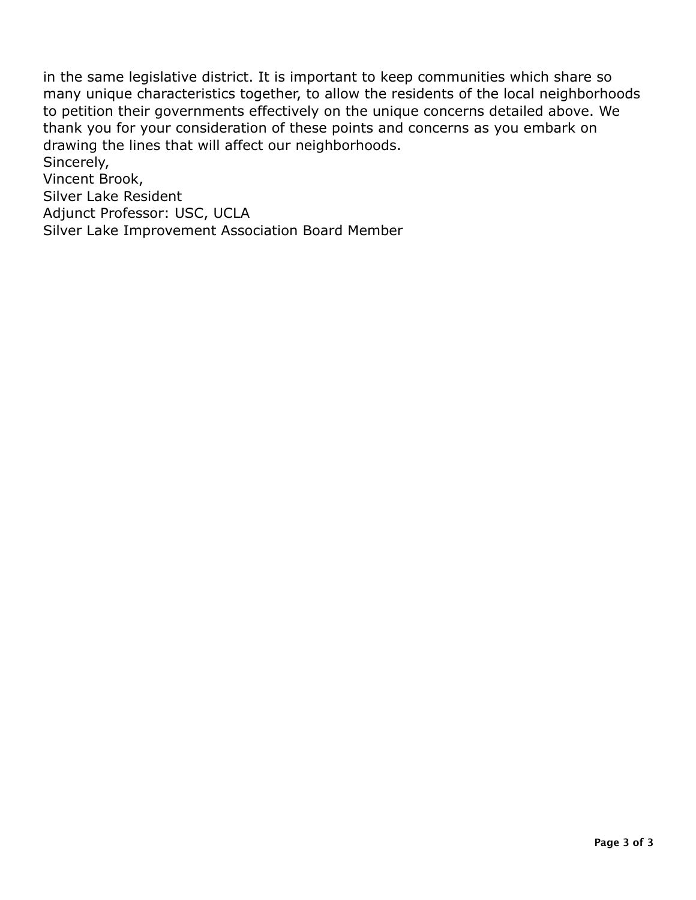in the same legislative district. It is important to keep communities which share so many unique characteristics together, to allow the residents of the local neighborhoods to petition their governments effectively on the unique concerns detailed above. We thank you for your consideration of these points and concerns as you embark on drawing the lines that will affect our neighborhoods.

Sincerely,
Vincent Brook,
Silver Lake Resident
Adjunct Professor: USC, UCLA
Silver Lake Improvement Association Board Member